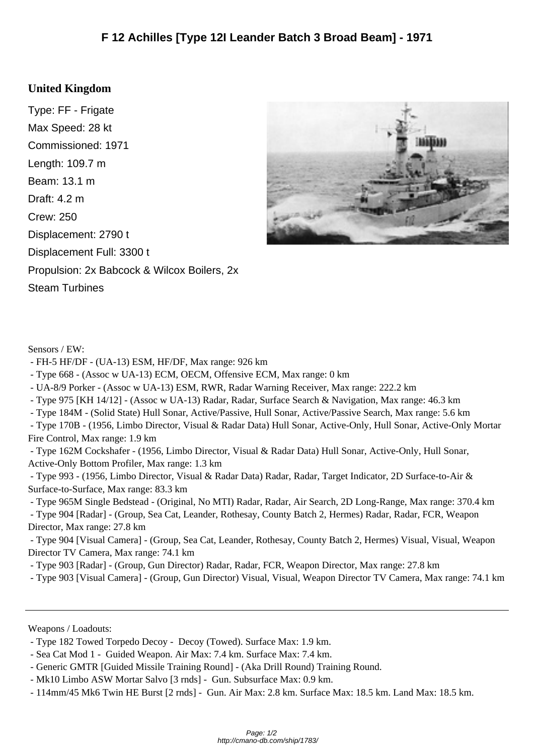# F 12 Achilles [Type 12I Leander Batch 3 Broad Beam] - 1971

## United Kingdom

Type: FF - Frigate
Max Speed: 28 kt
Commissioned: 1971
Length: 109.7 m
Beam: 13.1 m
Draft: 4.2 m
Crew: 250
Displacement: 2790 t
Displacement Full: 3300 t
Propulsion: 2x Babcock & Wilcox Boilers, 2x Steam Turbines

Sensors / EW:

- FH-5 HF/DF - (UA-13) ESM, HF/DF, Max range: 926 km
- Type 668 - (Assoc w UA-13) ECM, OECM, Offensive ECM, Max range: 0 km
- UA-8/9 Porker - (Assoc w UA-13) ESM, RWR, Radar Warning Receiver, Max range: 222.2 km
- Type 975 [KH 14/12] - (Assoc w UA-13) Radar, Radar, Surface Search & Navigation, Max range: 46.3 km
- Type 184M - (Solid State) Hull Sonar, Active/Passive, Hull Sonar, Active/Passive Search, Max range: 5.6 km
- Type 170B - (1956, Limbo Director, Visual & Radar Data) Hull Sonar, Active-Only, Hull Sonar, Active-Only Mortar Fire Control, Max range: 1.9 km
- Type 162M Cockshafer - (1956, Limbo Director, Visual & Radar Data) Hull Sonar, Active-Only, Hull Sonar, Active-Only Bottom Profiler, Max range: 1.3 km
- Type 993 - (1956, Limbo Director, Visual & Radar Data) Radar, Radar, Target Indicator, 2D Surface-to-Air & Surface-to-Surface, Max range: 83.3 km
- Type 965M Single Bedstead - (Original, No MTI) Radar, Radar, Air Search, 2D Long-Range, Max range: 370.4 km
- Type 904 [Radar] - (Group, Sea Cat, Leander, Rothesay, County Batch 2, Hermes) Radar, Radar, FCR, Weapon Director, Max range: 27.8 km
- Type 904 [Visual Camera] - (Group, Sea Cat, Leander, Rothesay, County Batch 2, Hermes) Visual, Visual, Weapon Director TV Camera, Max range: 74.1 km
- Type 903 [Radar] - (Group, Gun Director) Radar, Radar, FCR, Weapon Director, Max range: 27.8 km
- Type 903 [Visual Camera] - (Group, Gun Director) Visual, Visual, Weapon Director TV Camera, Max range: 74.1 km

---

Weapons / Loadouts:

- Type 182 Towed Torpedo Decoy - Decoy (Towed). Surface Max: 1.9 km.
- Sea Cat Mod 1 - Guided Weapon. Air Max: 7.4 km. Surface Max: 7.4 km.
- Generic GMTR [Guided Missile Training Round] - (Aka Drill Round) Training Round.
- Mk10 Limbo ASW Mortar Salvo [3 rnds] - Gun. Subsurface Max: 0.9 km.
- 114mm/45 Mk6 Twin HE Burst [2 rnds] - Gun. Air Max: 2.8 km. Surface Max: 18.5 km. Land Max: 18.5 km.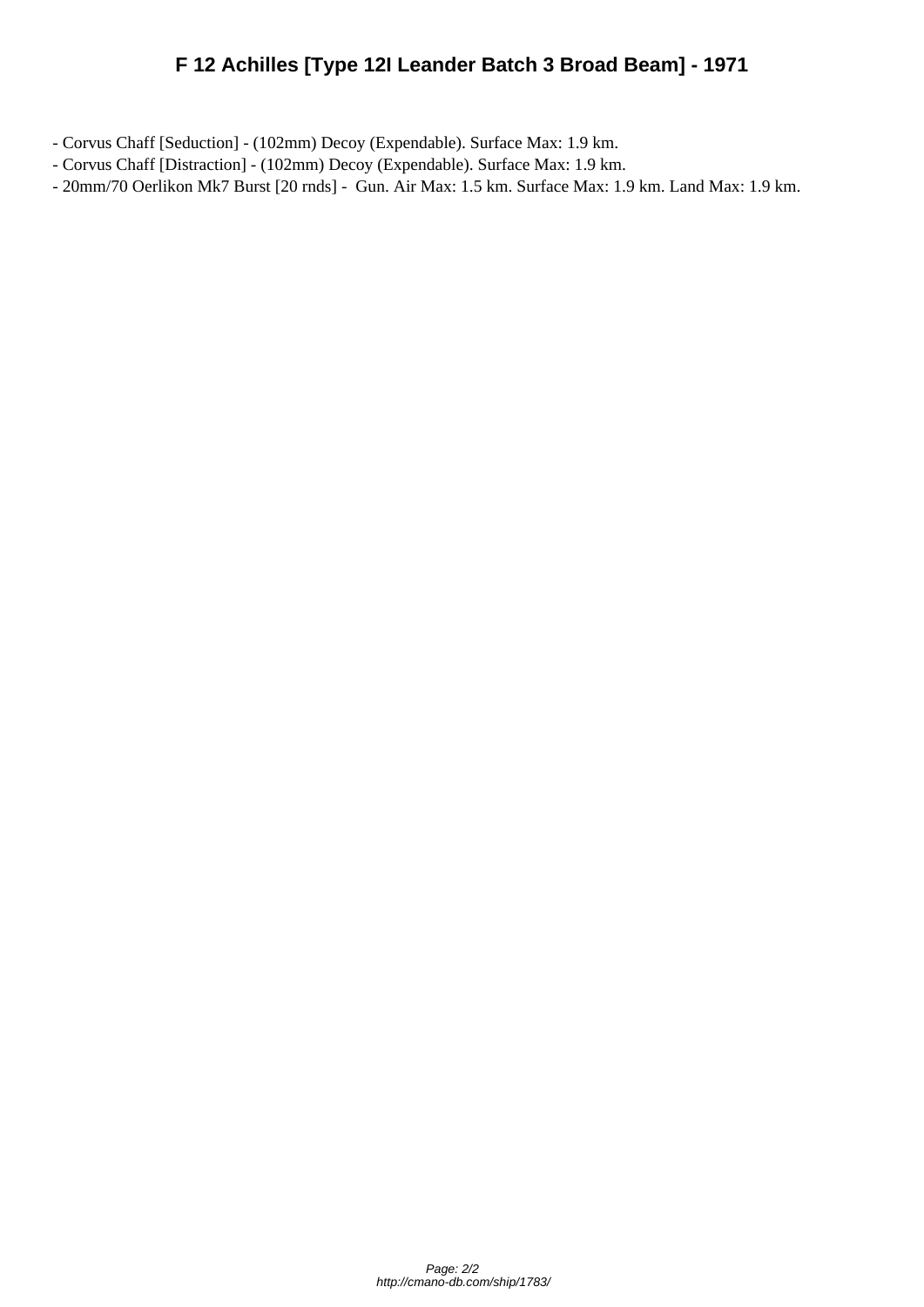- Corvus Chaff [Seduction] - (102mm) Decoy (Expendable). Surface Max: 1.9 km.
- Corvus Chaff [Distraction] - (102mm) Decoy (Expendable). Surface Max: 1.9 km.
- 20mm/70 Oerlikon Mk7 Burst [20 rnds] - Gun. Air Max: 1.5 km. Surface Max: 1.9 km. Land Max: 1.9 km.